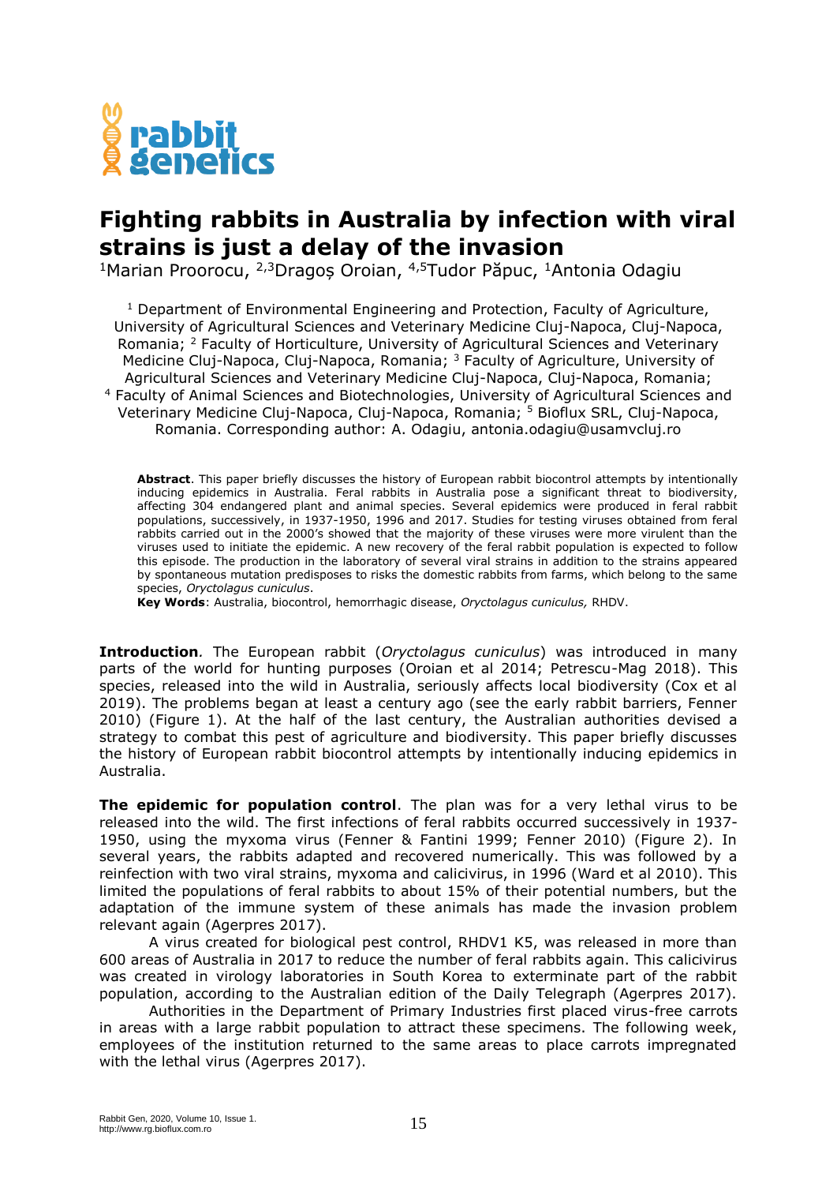# Fighting rabbits in Australia by infection with viral strains is just a delay of the invasion

[1]Marian Proorocu, [2,3]Dragoș Oroian, [4,5]Tudor Păpuc, [1]Antonia Odagiu

[1] Department of Environmental Engineering and Protection, Faculty of Agriculture, University of Agricultural Sciences and Veterinary Medicine Cluj-Napoca, Cluj-Napoca, Romania; [2] Faculty of Horticulture, University of Agricultural Sciences and Veterinary Medicine Cluj-Napoca, Cluj-Napoca, Romania; [3] Faculty of Agriculture, University of Agricultural Sciences and Veterinary Medicine Cluj-Napoca, Cluj-Napoca, Romania; [4] Faculty of Animal Sciences and Biotechnologies, University of Agricultural Sciences and Veterinary Medicine Cluj-Napoca, Cluj-Napoca, Romania; [5] Bioflux SRL, Cluj-Napoca, Romania. Corresponding author: A. Odagiu, antonia.odagiu@usamvcluj.ro

**Abstract**. This paper briefly discusses the history of European rabbit biocontrol attempts by intentionally inducing epidemics in Australia. Feral rabbits in Australia pose a significant threat to biodiversity, affecting 304 endangered plant and animal species. Several epidemics were produced in feral rabbit populations, successively, in 1937-1950, 1996 and 2017. Studies for testing viruses obtained from feral rabbits carried out in the 2000's showed that the majority of these viruses were more virulent than the viruses used to initiate the epidemic. A new recovery of the feral rabbit population is expected to follow this episode. The production in the laboratory of several viral strains in addition to the strains appeared by spontaneous mutation predisposes to risks the domestic rabbits from farms, which belong to the same species, *Oryctolagus cuniculus*.

**Key Words**: Australia, biocontrol, hemorrhagic disease, *Oryctolagus cuniculus,* RHDV.

**Introduction***.* The European rabbit (*Oryctolagus cuniculus*) was introduced in many parts of the world for hunting purposes (Oroian et al 2014; Petrescu-Mag 2018). This species, released into the wild in Australia, seriously affects local biodiversity (Cox et al 2019). The problems began at least a century ago (see the early rabbit barriers, Fenner 2010) (Figure 1). At the half of the last century, the Australian authorities devised a strategy to combat this pest of agriculture and biodiversity. This paper briefly discusses the history of European rabbit biocontrol attempts by intentionally inducing epidemics in Australia.

**The epidemic for population control**. The plan was for a very lethal virus to be released into the wild. The first infections of feral rabbits occurred successively in 1937-1950, using the myxoma virus (Fenner & Fantini 1999; Fenner 2010) (Figure 2). In several years, the rabbits adapted and recovered numerically. This was followed by a reinfection with two viral strains, myxoma and calicivirus, in 1996 (Ward et al 2010). This limited the populations of feral rabbits to about 15% of their potential numbers, but the adaptation of the immune system of these animals has made the invasion problem relevant again (Agerpres 2017).

A virus created for biological pest control, RHDV1 K5, was released in more than 600 areas of Australia in 2017 to reduce the number of feral rabbits again. This calicivirus was created in virology laboratories in South Korea to exterminate part of the rabbit population, according to the Australian edition of the Daily Telegraph (Agerpres 2017).

Authorities in the Department of Primary Industries first placed virus-free carrots in areas with a large rabbit population to attract these specimens. The following week, employees of the institution returned to the same areas to place carrots impregnated with the lethal virus (Agerpres 2017).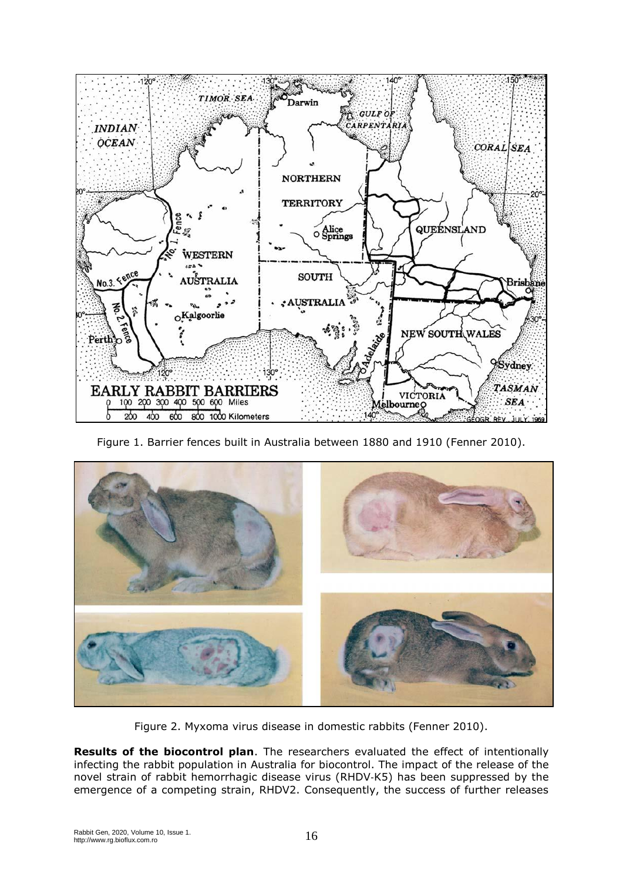Figure 1. Barrier fences built in Australia between 1880 and 1910 (Fenner 2010).

Figure 2. Myxoma virus disease in domestic rabbits (Fenner 2010).

**Results of the biocontrol plan**. The researchers evaluated the effect of intentionally infecting the rabbit population in Australia for biocontrol. The impact of the release of the novel strain of rabbit hemorrhagic disease virus (RHDV-K5) has been suppressed by the emergence of a competing strain, RHDV2. Consequently, the success of further releases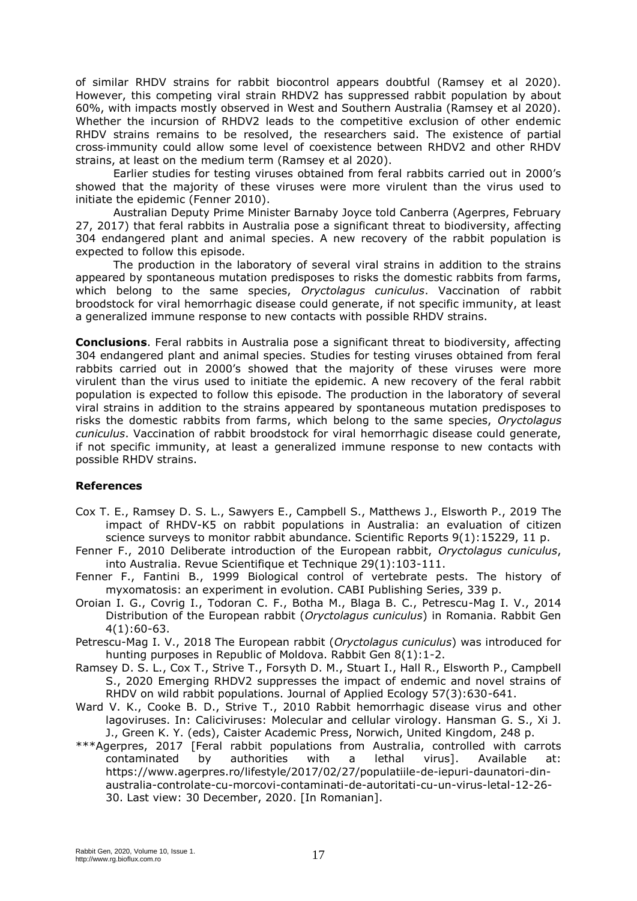of similar RHDV strains for rabbit biocontrol appears doubtful (Ramsey et al 2020). However, this competing viral strain RHDV2 has suppressed rabbit population by about 60%, with impacts mostly observed in West and Southern Australia (Ramsey et al 2020). Whether the incursion of RHDV2 leads to the competitive exclusion of other endemic RHDV strains remains to be resolved, the researchers said. The existence of partial cross‐immunity could allow some level of coexistence between RHDV2 and other RHDV strains, at least on the medium term (Ramsey et al 2020).

Earlier studies for testing viruses obtained from feral rabbits carried out in 2000's showed that the majority of these viruses were more virulent than the virus used to initiate the epidemic (Fenner 2010).

Australian Deputy Prime Minister Barnaby Joyce told Canberra (Agerpres, February 27, 2017) that feral rabbits in Australia pose a significant threat to biodiversity, affecting 304 endangered plant and animal species. A new recovery of the rabbit population is expected to follow this episode.

The production in the laboratory of several viral strains in addition to the strains appeared by spontaneous mutation predisposes to risks the domestic rabbits from farms, which belong to the same species, *Oryctolagus cuniculus*. Vaccination of rabbit broodstock for viral hemorrhagic disease could generate, if not specific immunity, at least a generalized immune response to new contacts with possible RHDV strains.

**Conclusions**. Feral rabbits in Australia pose a significant threat to biodiversity, affecting 304 endangered plant and animal species. Studies for testing viruses obtained from feral rabbits carried out in 2000's showed that the majority of these viruses were more virulent than the virus used to initiate the epidemic. A new recovery of the feral rabbit population is expected to follow this episode. The production in the laboratory of several viral strains in addition to the strains appeared by spontaneous mutation predisposes to risks the domestic rabbits from farms, which belong to the same species, *Oryctolagus cuniculus*. Vaccination of rabbit broodstock for viral hemorrhagic disease could generate, if not specific immunity, at least a generalized immune response to new contacts with possible RHDV strains.

### References

Cox T. E., Ramsey D. S. L., Sawyers E., Campbell S., Matthews J., Elsworth P., 2019 The impact of RHDV-K5 on rabbit populations in Australia: an evaluation of citizen science surveys to monitor rabbit abundance. Scientific Reports 9(1):15229, 11 p.

Fenner F., 2010 Deliberate introduction of the European rabbit, *Oryctolagus cuniculus*, into Australia. Revue Scientifique et Technique 29(1):103-111.

Fenner F., Fantini B., 1999 Biological control of vertebrate pests. The history of myxomatosis: an experiment in evolution. CABI Publishing Series, 339 p.

Oroian I. G., Covrig I., Todoran C. F., Botha M., Blaga B. C., Petrescu-Mag I. V., 2014 Distribution of the European rabbit (*Oryctolagus cuniculus*) in Romania. Rabbit Gen 4(1):60-63.

Petrescu-Mag I. V., 2018 The European rabbit (*Oryctolagus cuniculus*) was introduced for hunting purposes in Republic of Moldova. Rabbit Gen 8(1):1-2.

Ramsey D. S. L., Cox T., Strive T., Forsyth D. M., Stuart I., Hall R., Elsworth P., Campbell S., 2020 Emerging RHDV2 suppresses the impact of endemic and novel strains of RHDV on wild rabbit populations. Journal of Applied Ecology 57(3):630-641.

Ward V. K., Cooke B. D., Strive T., 2010 Rabbit hemorrhagic disease virus and other lagoviruses. In: Caliciviruses: Molecular and cellular virology. Hansman G. S., Xi J. J., Green K. Y. (eds), Caister Academic Press, Norwich, United Kingdom, 248 p.

***Agerpres, 2017 [Feral rabbit populations from Australia, controlled with carrots contaminated by authorities with a lethal virus]. Available at: https://www.agerpres.ro/lifestyle/2017/02/27/populatiile-de-iepuri-daunatori-din-australia-controlate-cu-morcovi-contaminati-de-autoritati-cu-un-virus-letal-12-26-30. Last view: 30 December, 2020. [In Romanian].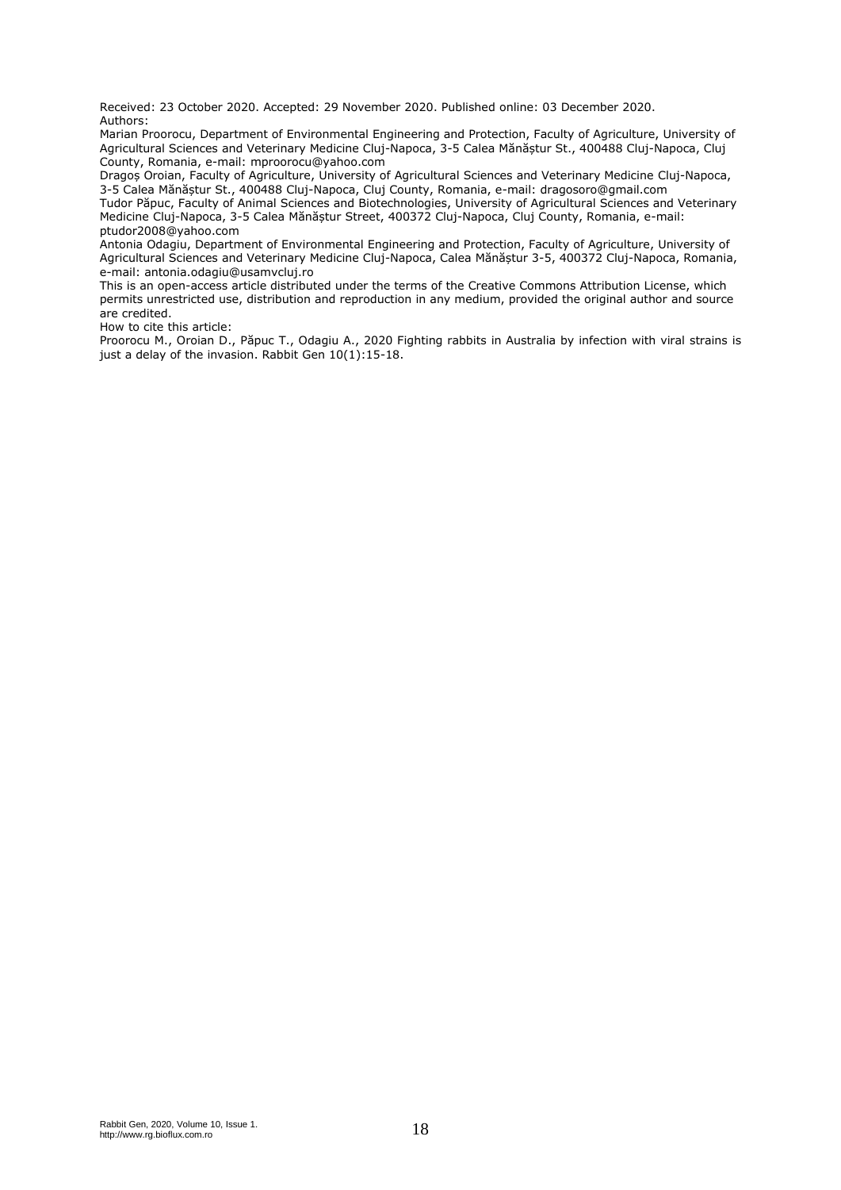Received: 23 October 2020. Accepted: 29 November 2020. Published online: 03 December 2020.

Authors:

Marian Proorocu, Department of Environmental Engineering and Protection, Faculty of Agriculture, University of Agricultural Sciences and Veterinary Medicine Cluj-Napoca, 3-5 Calea Mănăștur St., 400488 Cluj-Napoca, Cluj County, Romania, e-mail: mproorocu@yahoo.com

Dragoș Oroian, Faculty of Agriculture, University of Agricultural Sciences and Veterinary Medicine Cluj-Napoca, 3-5 Calea Mănăștur St., 400488 Cluj-Napoca, Cluj County, Romania, e-mail: dragosoro@gmail.com

Tudor Păpuc, Faculty of Animal Sciences and Biotechnologies, University of Agricultural Sciences and Veterinary Medicine Cluj-Napoca, 3-5 Calea Mănăștur Street, 400372 Cluj-Napoca, Cluj County, Romania, e-mail: ptudor2008@yahoo.com

Antonia Odagiu, Department of Environmental Engineering and Protection, Faculty of Agriculture, University of Agricultural Sciences and Veterinary Medicine Cluj-Napoca, Calea Mănăștur 3-5, 400372 Cluj-Napoca, Romania, e-mail: antonia.odagiu@usamvcluj.ro

This is an open-access article distributed under the terms of the Creative Commons Attribution License, which permits unrestricted use, distribution and reproduction in any medium, provided the original author and source are credited.

How to cite this article:

Proorocu M., Oroian D., Păpuc T., Odagiu A., 2020 Fighting rabbits in Australia by infection with viral strains is just a delay of the invasion. Rabbit Gen 10(1):15-18.